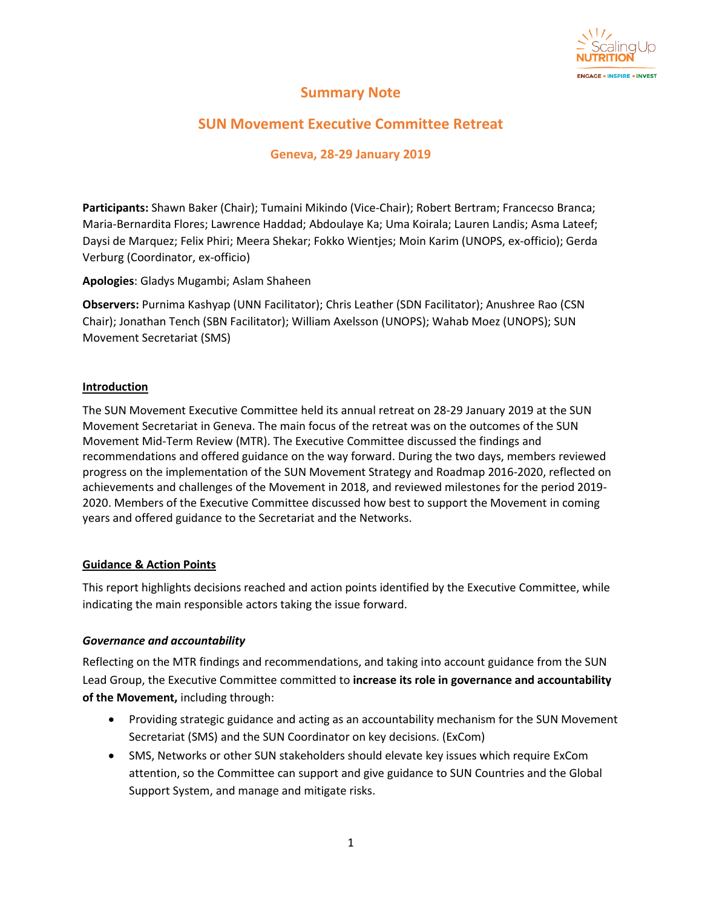# Summary Note

## SUN Movement Executive Committee Retreat

### Geneva, 28-29 January 2019

**Participants:** Shawn Baker (Chair); Tumaini Mikindo (Vice-Chair); Robert Bertram; Francecso Branca; Maria-Bernardita Flores; Lawrence Haddad; Abdoulaye Ka; Uma Koirala; Lauren Landis; Asma Lateef; Daysi de Marquez; Felix Phiri; Meera Shekar; Fokko Wientjes; Moin Karim (UNOPS, ex-officio); Gerda Verburg (Coordinator, ex-officio)

**Apologies**: Gladys Mugambi; Aslam Shaheen

**Observers:** Purnima Kashyap (UNN Facilitator); Chris Leather (SDN Facilitator); Anushree Rao (CSN Chair); Jonathan Tench (SBN Facilitator); William Axelsson (UNOPS); Wahab Moez (UNOPS); SUN Movement Secretariat (SMS)

**Introduction**

The SUN Movement Executive Committee held its annual retreat on 28-29 January 2019 at the SUN Movement Secretariat in Geneva. The main focus of the retreat was on the outcomes of the SUN Movement Mid-Term Review (MTR). The Executive Committee discussed the findings and recommendations and offered guidance on the way forward. During the two days, members reviewed progress on the implementation of the SUN Movement Strategy and Roadmap 2016-2020, reflected on achievements and challenges of the Movement in 2018, and reviewed milestones for the period 2019-2020. Members of the Executive Committee discussed how best to support the Movement in coming years and offered guidance to the Secretariat and the Networks.

**Guidance & Action Points**

This report highlights decisions reached and action points identified by the Executive Committee, while indicating the main responsible actors taking the issue forward.

***Governance and accountability***

Reflecting on the MTR findings and recommendations, and taking into account guidance from the SUN Lead Group, the Executive Committee committed to **increase its role in governance and accountability of the Movement,** including through:

- Providing strategic guidance and acting as an accountability mechanism for the SUN Movement Secretariat (SMS) and the SUN Coordinator on key decisions. (ExCom)
- SMS, Networks or other SUN stakeholders should elevate key issues which require ExCom attention, so the Committee can support and give guidance to SUN Countries and the Global Support System, and manage and mitigate risks.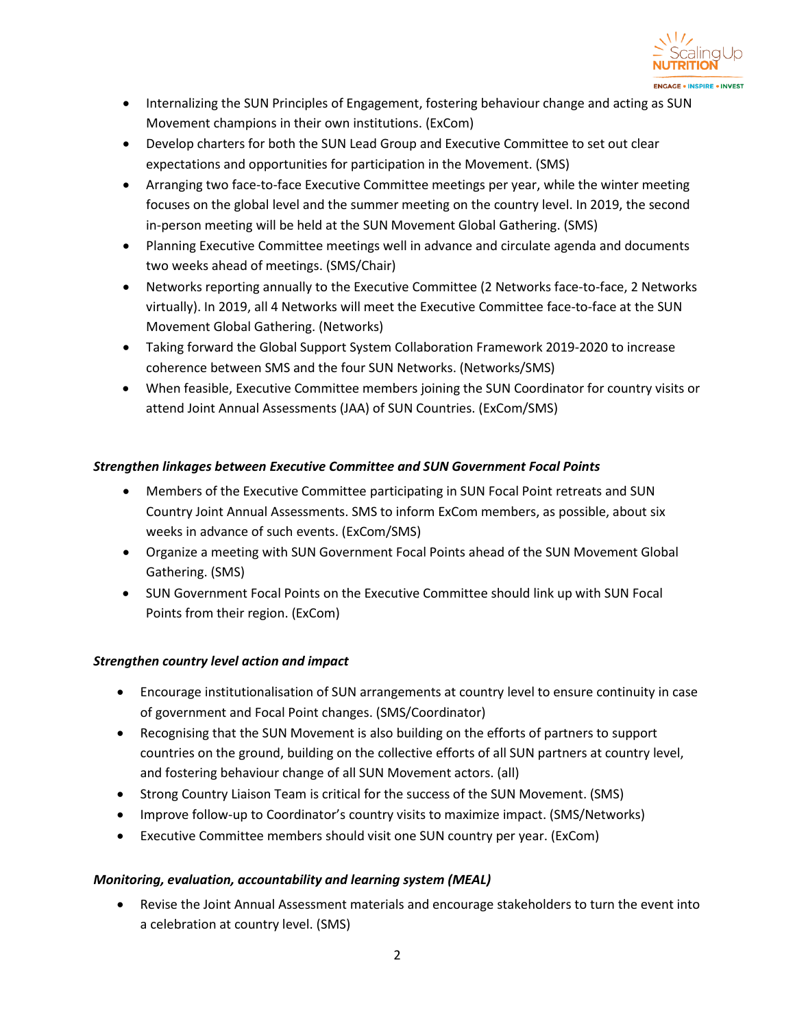- Internalizing the SUN Principles of Engagement, fostering behaviour change and acting as SUN Movement champions in their own institutions. (ExCom)
- Develop charters for both the SUN Lead Group and Executive Committee to set out clear expectations and opportunities for participation in the Movement. (SMS)
- Arranging two face-to-face Executive Committee meetings per year, while the winter meeting focuses on the global level and the summer meeting on the country level. In 2019, the second in-person meeting will be held at the SUN Movement Global Gathering. (SMS)
- Planning Executive Committee meetings well in advance and circulate agenda and documents two weeks ahead of meetings. (SMS/Chair)
- Networks reporting annually to the Executive Committee (2 Networks face-to-face, 2 Networks virtually). In 2019, all 4 Networks will meet the Executive Committee face-to-face at the SUN Movement Global Gathering. (Networks)
- Taking forward the Global Support System Collaboration Framework 2019-2020 to increase coherence between SMS and the four SUN Networks. (Networks/SMS)
- When feasible, Executive Committee members joining the SUN Coordinator for country visits or attend Joint Annual Assessments (JAA) of SUN Countries. (ExCom/SMS)

***Strengthen linkages between Executive Committee and SUN Government Focal Points***

- Members of the Executive Committee participating in SUN Focal Point retreats and SUN Country Joint Annual Assessments. SMS to inform ExCom members, as possible, about six weeks in advance of such events. (ExCom/SMS)
- Organize a meeting with SUN Government Focal Points ahead of the SUN Movement Global Gathering. (SMS)
- SUN Government Focal Points on the Executive Committee should link up with SUN Focal Points from their region. (ExCom)

***Strengthen country level action and impact***

- Encourage institutionalisation of SUN arrangements at country level to ensure continuity in case of government and Focal Point changes. (SMS/Coordinator)
- Recognising that the SUN Movement is also building on the efforts of partners to support countries on the ground, building on the collective efforts of all SUN partners at country level, and fostering behaviour change of all SUN Movement actors. (all)
- Strong Country Liaison Team is critical for the success of the SUN Movement. (SMS)
- Improve follow-up to Coordinator's country visits to maximize impact. (SMS/Networks)
- Executive Committee members should visit one SUN country per year. (ExCom)

***Monitoring, evaluation, accountability and learning system (MEAL)***

- Revise the Joint Annual Assessment materials and encourage stakeholders to turn the event into a celebration at country level. (SMS)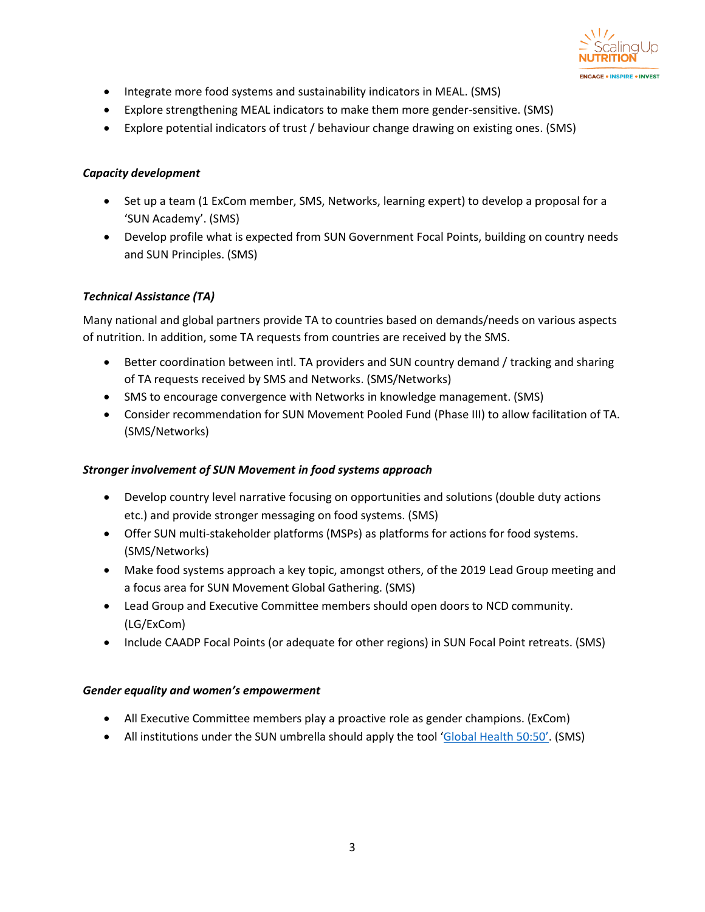- Integrate more food systems and sustainability indicators in MEAL. (SMS)
- Explore strengthening MEAL indicators to make them more gender-sensitive. (SMS)
- Explore potential indicators of trust / behaviour change drawing on existing ones. (SMS)

***Capacity development***

- Set up a team (1 ExCom member, SMS, Networks, learning expert) to develop a proposal for a 'SUN Academy'. (SMS)
- Develop profile what is expected from SUN Government Focal Points, building on country needs and SUN Principles. (SMS)

***Technical Assistance (TA)***

Many national and global partners provide TA to countries based on demands/needs on various aspects of nutrition. In addition, some TA requests from countries are received by the SMS.

- Better coordination between intl. TA providers and SUN country demand / tracking and sharing of TA requests received by SMS and Networks. (SMS/Networks)
- SMS to encourage convergence with Networks in knowledge management. (SMS)
- Consider recommendation for SUN Movement Pooled Fund (Phase III) to allow facilitation of TA. (SMS/Networks)

***Stronger involvement of SUN Movement in food systems approach***

- Develop country level narrative focusing on opportunities and solutions (double duty actions etc.) and provide stronger messaging on food systems. (SMS)
- Offer SUN multi-stakeholder platforms (MSPs) as platforms for actions for food systems. (SMS/Networks)
- Make food systems approach a key topic, amongst others, of the 2019 Lead Group meeting and a focus area for SUN Movement Global Gathering. (SMS)
- Lead Group and Executive Committee members should open doors to NCD community. (LG/ExCom)
- Include CAADP Focal Points (or adequate for other regions) in SUN Focal Point retreats. (SMS)

***Gender equality and women's empowerment***

- All Executive Committee members play a proactive role as gender champions. (ExCom)
- All institutions under the SUN umbrella should apply the tool 'Global Health 50:50'. (SMS)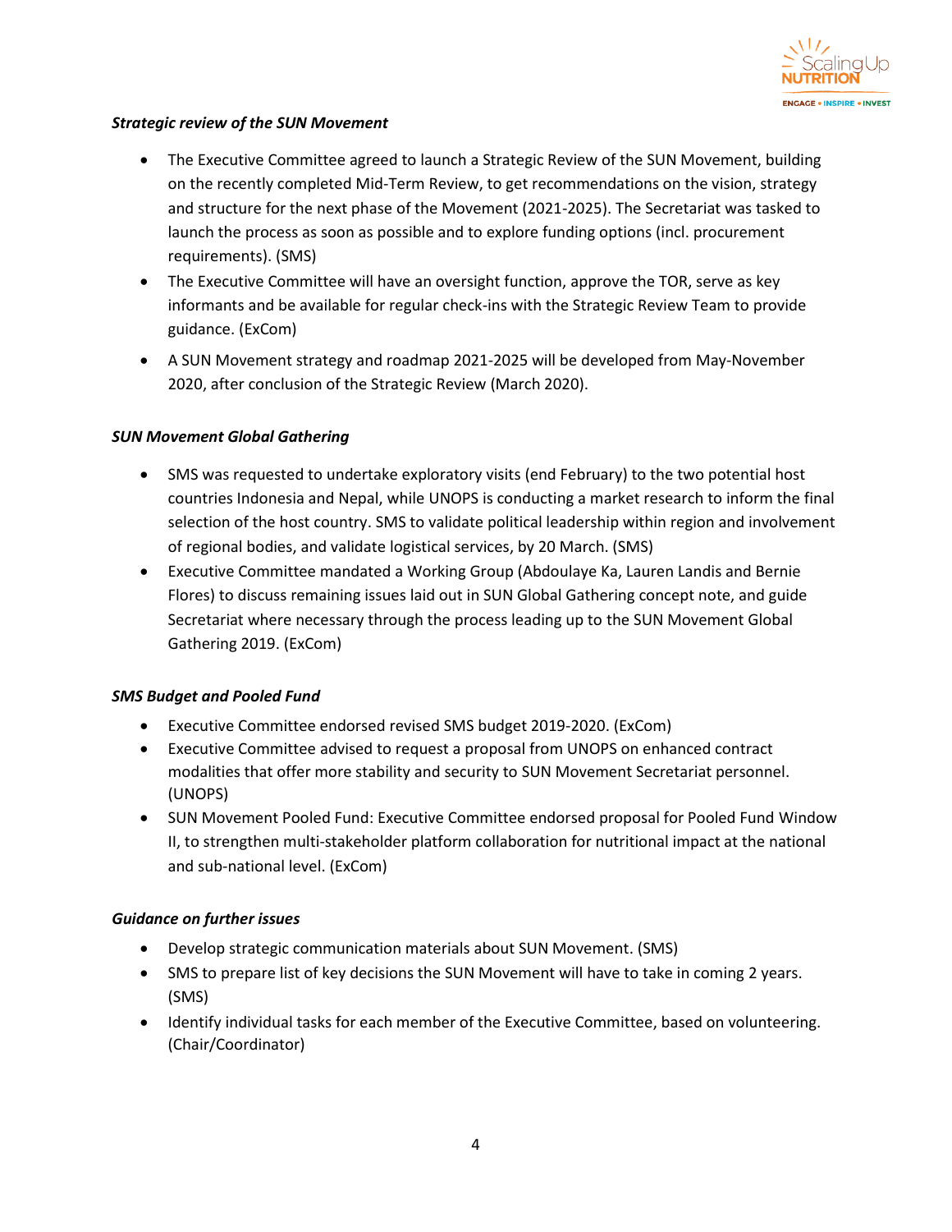***Strategic review of the SUN Movement***

- The Executive Committee agreed to launch a Strategic Review of the SUN Movement, building on the recently completed Mid-Term Review, to get recommendations on the vision, strategy and structure for the next phase of the Movement (2021-2025). The Secretariat was tasked to launch the process as soon as possible and to explore funding options (incl. procurement requirements). (SMS)
- The Executive Committee will have an oversight function, approve the TOR, serve as key informants and be available for regular check-ins with the Strategic Review Team to provide guidance. (ExCom)
- A SUN Movement strategy and roadmap 2021-2025 will be developed from May-November 2020, after conclusion of the Strategic Review (March 2020).

***SUN Movement Global Gathering***

- SMS was requested to undertake exploratory visits (end February) to the two potential host countries Indonesia and Nepal, while UNOPS is conducting a market research to inform the final selection of the host country. SMS to validate political leadership within region and involvement of regional bodies, and validate logistical services, by 20 March. (SMS)
- Executive Committee mandated a Working Group (Abdoulaye Ka, Lauren Landis and Bernie Flores) to discuss remaining issues laid out in SUN Global Gathering concept note, and guide Secretariat where necessary through the process leading up to the SUN Movement Global Gathering 2019. (ExCom)

***SMS Budget and Pooled Fund***

- Executive Committee endorsed revised SMS budget 2019-2020. (ExCom)
- Executive Committee advised to request a proposal from UNOPS on enhanced contract modalities that offer more stability and security to SUN Movement Secretariat personnel. (UNOPS)
- SUN Movement Pooled Fund: Executive Committee endorsed proposal for Pooled Fund Window II, to strengthen multi-stakeholder platform collaboration for nutritional impact at the national and sub-national level. (ExCom)

***Guidance on further issues***

- Develop strategic communication materials about SUN Movement. (SMS)
- SMS to prepare list of key decisions the SUN Movement will have to take in coming 2 years. (SMS)
- Identify individual tasks for each member of the Executive Committee, based on volunteering. (Chair/Coordinator)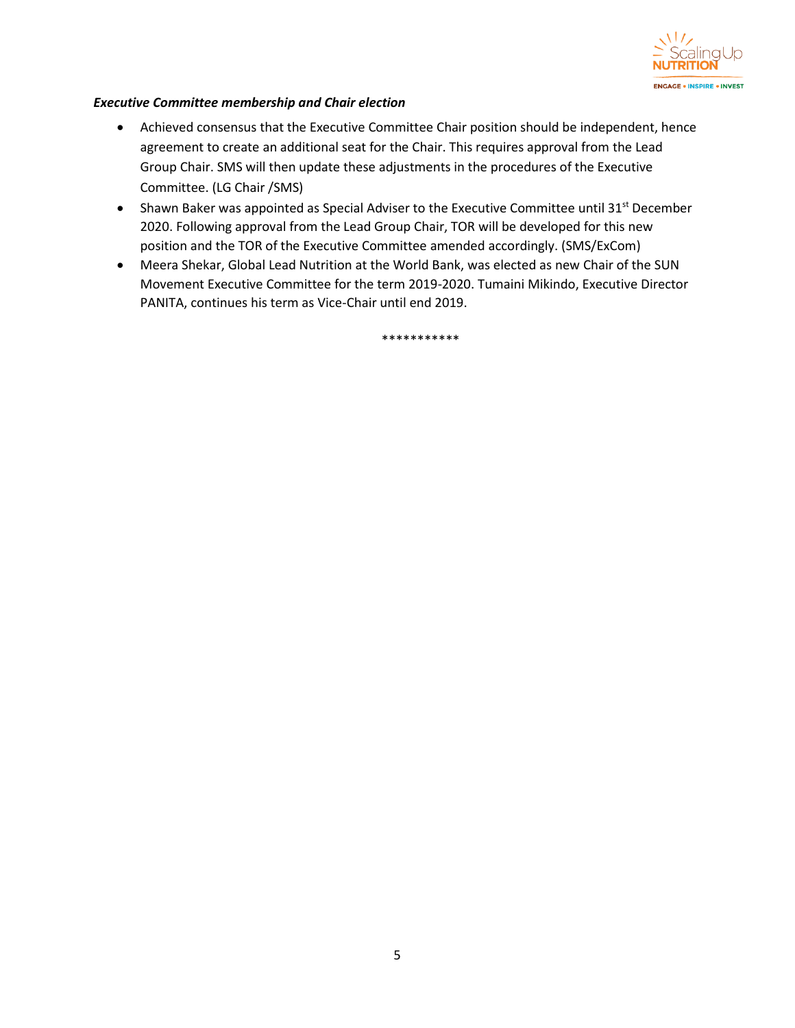***Executive Committee membership and Chair election***

- Achieved consensus that the Executive Committee Chair position should be independent, hence agreement to create an additional seat for the Chair. This requires approval from the Lead Group Chair. SMS will then update these adjustments in the procedures of the Executive Committee. (LG Chair /SMS)
- Shawn Baker was appointed as Special Adviser to the Executive Committee until 31st December 2020. Following approval from the Lead Group Chair, TOR will be developed for this new position and the TOR of the Executive Committee amended accordingly. (SMS/ExCom)
- Meera Shekar, Global Lead Nutrition at the World Bank, was elected as new Chair of the SUN Movement Executive Committee for the term 2019-2020. Tumaini Mikindo, Executive Director PANITA, continues his term as Vice-Chair until end 2019.

***********